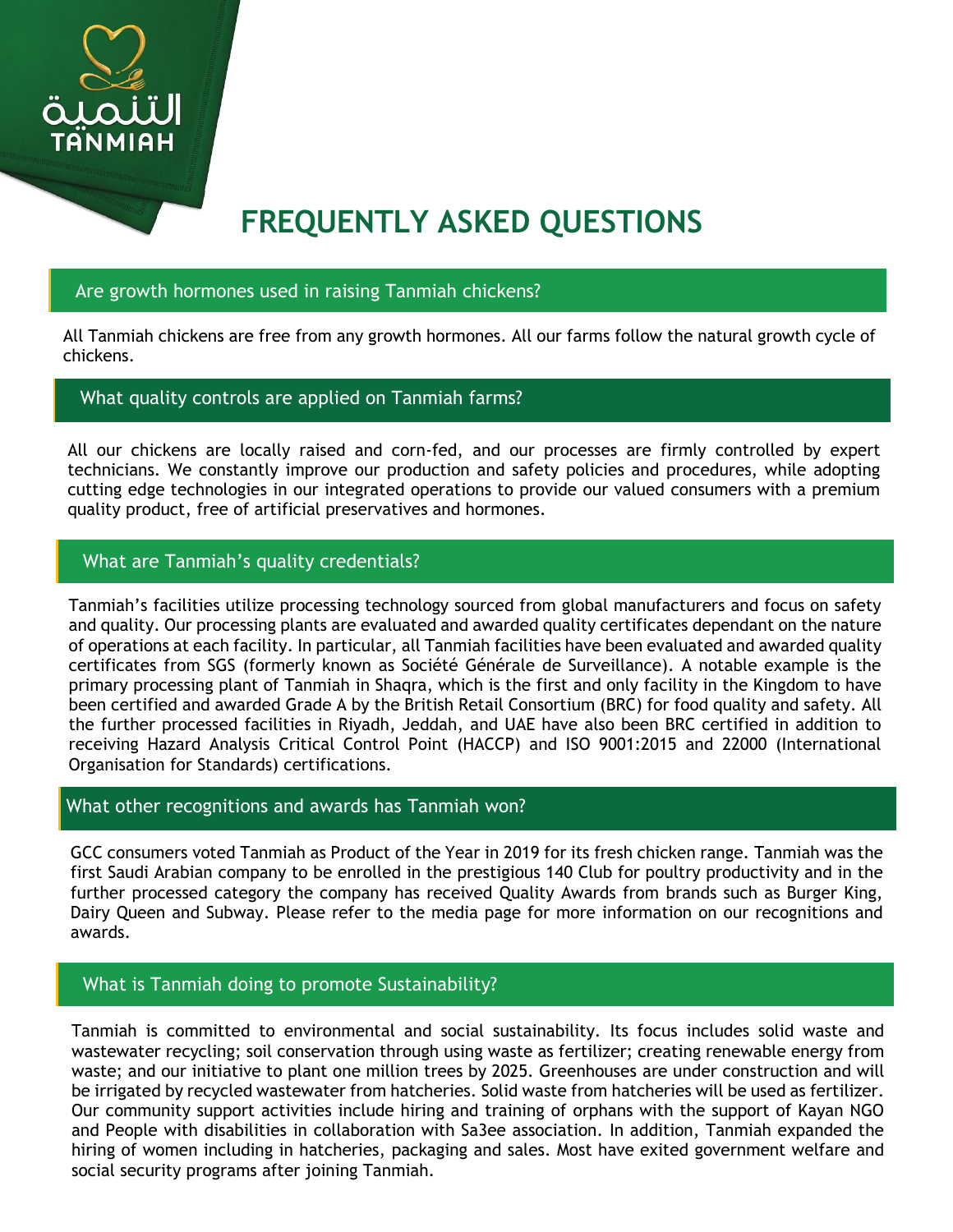# FREQUENTLY ASKED QUESTIONS

## Are growth hormones used in raising Tanmiah chickens?

All Tanmiah chickens are free from any growth hormones. All our farms follow the natural growth cycle of chickens.

## What quality controls are applied on Tanmiah farms?

All our chickens are locally raised and corn-fed, and our processes are firmly controlled by expert technicians. We constantly improve our production and safety policies and procedures, while adopting cutting edge technologies in our integrated operations to provide our valued consumers with a premium quality product, free of artificial preservatives and hormones.

## What are Tanmiah's quality credentials?

Tanmiah's facilities utilize processing technology sourced from global manufacturers and focus on safety and quality. Our processing plants are evaluated and awarded quality certificates dependant on the nature of operations at each facility. In particular, all Tanmiah facilities have been evaluated and awarded quality certificates from SGS (formerly known as Société Générale de Surveillance). A notable example is the primary processing plant of Tanmiah in Shaqra, which is the first and only facility in the Kingdom to have been certified and awarded Grade A by the British Retail Consortium (BRC) for food quality and safety. All the further processed facilities in Riyadh, Jeddah, and UAE have also been BRC certified in addition to receiving Hazard Analysis Critical Control Point (HACCP) and ISO 9001:2015 and 22000 (International Organisation for Standards) certifications.

## What other recognitions and awards has Tanmiah won?

GCC consumers voted Tanmiah as Product of the Year in 2019 for its fresh chicken range. Tanmiah was the first Saudi Arabian company to be enrolled in the prestigious 140 Club for poultry productivity and in the further processed category the company has received Quality Awards from brands such as Burger King, Dairy Queen and Subway. Please refer to the media page for more information on our recognitions and awards.

## What is Tanmiah doing to promote Sustainability?

Tanmiah is committed to environmental and social sustainability. Its focus includes solid waste and wastewater recycling; soil conservation through using waste as fertilizer; creating renewable energy from waste; and our initiative to plant one million trees by 2025. Greenhouses are under construction and will be irrigated by recycled wastewater from hatcheries. Solid waste from hatcheries will be used as fertilizer. Our community support activities include hiring and training of orphans with the support of Kayan NGO and People with disabilities in collaboration with Sa3ee association. In addition, Tanmiah expanded the hiring of women including in hatcheries, packaging and sales. Most have exited government welfare and social security programs after joining Tanmiah.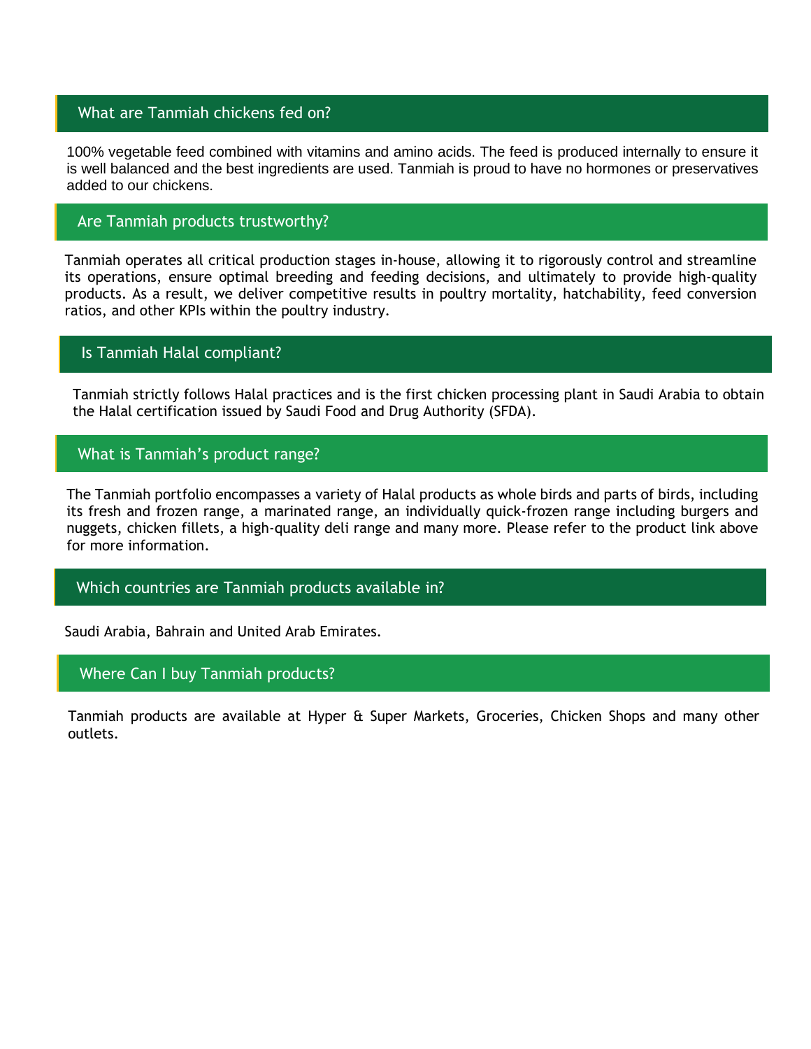## What are Tanmiah chickens fed on?

100% vegetable feed combined with vitamins and amino acids. The feed is produced internally to ensure it is well balanced and the best ingredients are used. Tanmiah is proud to have no hormones or preservatives added to our chickens.

## Are Tanmiah products trustworthy?

Tanmiah operates all critical production stages in-house, allowing it to rigorously control and streamline its operations, ensure optimal breeding and feeding decisions, and ultimately to provide high-quality products. As a result, we deliver competitive results in poultry mortality, hatchability, feed conversion ratios, and other KPIs within the poultry industry.

## Is Tanmiah Halal compliant?

Tanmiah strictly follows Halal practices and is the first chicken processing plant in Saudi Arabia to obtain the Halal certification issued by Saudi Food and Drug Authority (SFDA).

## What is Tanmiah's product range?

The Tanmiah portfolio encompasses a variety of Halal products as whole birds and parts of birds, including its fresh and frozen range, a marinated range, an individually quick-frozen range including burgers and nuggets, chicken fillets, a high-quality deli range and many more. Please refer to the product link above for more information.

## Which countries are Tanmiah products available in?

Saudi Arabia, Bahrain and United Arab Emirates.

## Where Can I buy Tanmiah products?

Tanmiah products are available at Hyper & Super Markets, Groceries, Chicken Shops and many other outlets.